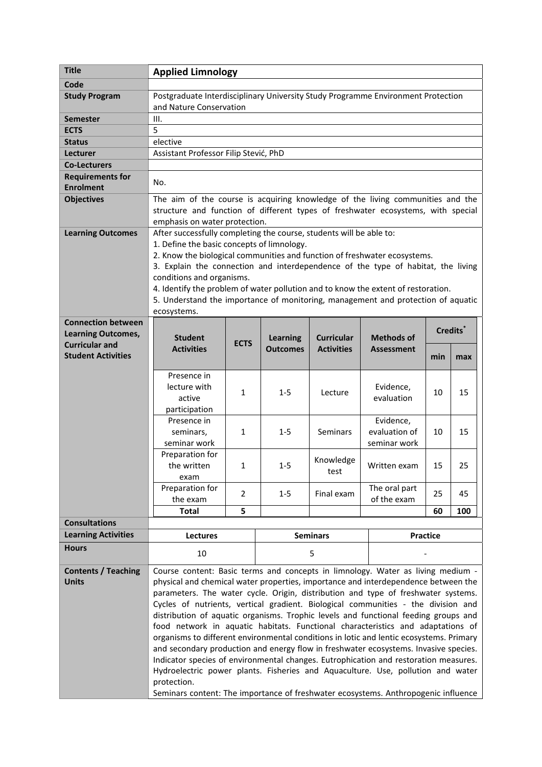| Title | **Applied Limnology** | | | | | | |
|---|---|---|---|---|---|---|---|
| Code | | | | | | | |
| Study Program | Postgraduate Interdisciplinary University Study Programme Environment Protection and Nature Conservation | | | | | | |
| Semester | III. | | | | | | |
| ECTS | 5 | | | | | | |
| Status | elective | | | | | | |
| Lecturer | Assistant Professor Filip Stević, PhD | | | | | | |
| Co-Lecturers | | | | | | | |
| Requirements for Enrolment | No. | | | | | | |
| Objectives | The aim of the course is acquiring knowledge of the living communities and the structure and function of different types of freshwater ecosystems, with special emphasis on water protection. | | | | | | |
| Learning Outcomes | After successfully completing the course, students will be able to:<br>1. Define the basic concepts of limnology.<br>2. Know the biological communities and function of freshwater ecosystems.<br>3. Explain the connection and interdependence of the type of habitat, the living conditions and organisms.<br>4. Identify the problem of water pollution and to know the extent of restoration.<br>5. Understand the importance of monitoring, management and protection of aquatic ecosystems. | | | | | | |
| Connection between Learning Outcomes, Curricular and Student Activities | **Student Activities** | **ECTS** | **Learning Outcomes** | **Curricular Activities** | **Methods of Assessment** | **Credits*** | |
| | | | | | | **min** | **max** |
| | Presence in lecture with active participation | 1 | 1-5 | Lecture | Evidence, evaluation | 10 | 15 |
| | Presence in seminars, seminar work | 1 | 1-5 | Seminars | Evidence, evaluation of seminar work | 10 | 15 |
| | Preparation for the written exam | 1 | 1-5 | Knowledge test | Written exam | 15 | 25 |
| | Preparation for the exam | 2 | 1-5 | Final exam | The oral part of the exam | 25 | 45 |
| | **Total** | **5** | | | | **60** | **100** |
| Consultations | | | | | | | |
| Learning Activities | **Lectures** | | **Seminars** | | **Practice** | | |
| Hours | 10 | | 5 | | - | | |
| Contents / Teaching Units | Course content: Basic terms and concepts in limnology. Water as living medium - physical and chemical water properties, importance and interdependence between the parameters. The water cycle. Origin, distribution and type of freshwater systems. Cycles of nutrients, vertical gradient. Biological communities - the division and distribution of aquatic organisms. Trophic levels and functional feeding groups and food network in aquatic habitats. Functional characteristics and adaptations of organisms to different environmental conditions in lotic and lentic ecosystems. Primary and secondary production and energy flow in freshwater ecosystems. Invasive species. Indicator species of environmental changes. Eutrophication and restoration measures. Hydroelectric power plants. Fisheries and Aquaculture. Use, pollution and water protection.<br>Seminars content: The importance of freshwater ecosystems. Anthropogenic influence | | | | | | |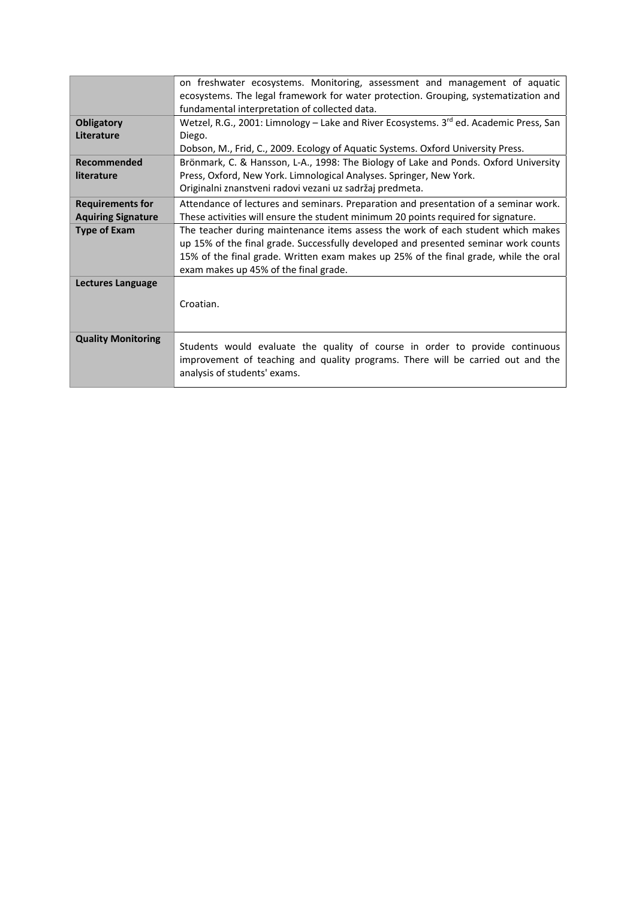| | |
|---|---|
| | on freshwater ecosystems. Monitoring, assessment and management of aquatic ecosystems. The legal framework for water protection. Grouping, systematization and fundamental interpretation of collected data. |
| **Obligatory Literature** | Wetzel, R.G., 2001: Limnology – Lake and River Ecosystems. 3rd ed. Academic Press, San Diego.<br>Dobson, M., Frid, C., 2009. Ecology of Aquatic Systems. Oxford University Press. |
| **Recommended literature** | Brönmark, C. & Hansson, L-A., 1998: The Biology of Lake and Ponds. Oxford University Press, Oxford, New York. Limnological Analyses. Springer, New York.<br>Originalni znanstveni radovi vezani uz sadržaj predmeta. |
| **Requirements for Aquiring Signature** | Attendance of lectures and seminars. Preparation and presentation of a seminar work. These activities will ensure the student minimum 20 points required for signature. |
| **Type of Exam** | The teacher during maintenance items assess the work of each student which makes up 15% of the final grade. Successfully developed and presented seminar work counts 15% of the final grade. Written exam makes up 25% of the final grade, while the oral exam makes up 45% of the final grade. |
| **Lectures Language** | Croatian. |
| **Quality Monitoring** | Students would evaluate the quality of course in order to provide continuous improvement of teaching and quality programs. There will be carried out and the analysis of students' exams. |